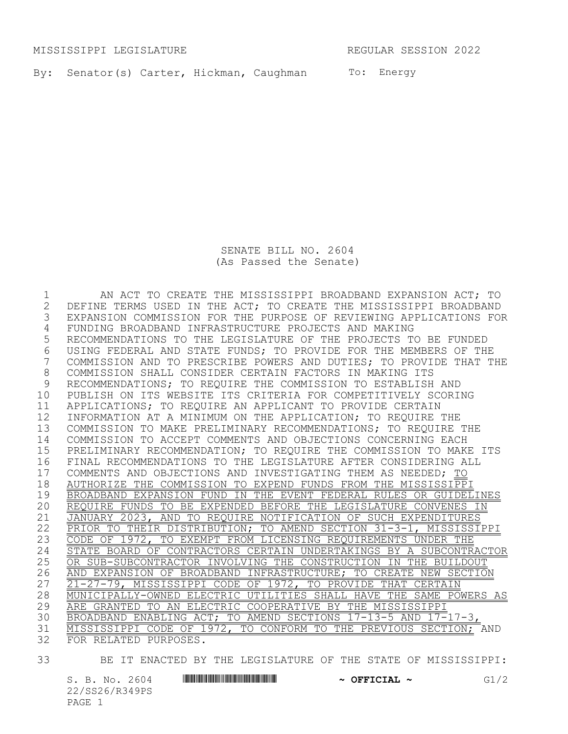MISSISSIPPI LEGISLATURE REGULAR SESSION 2022

By: Senator(s) Carter, Hickman, Caughman To: Energy

SENATE BILL NO. 2604
(As Passed the Senate)

1 AN ACT TO CREATE THE MISSISSIPPI BROADBAND EXPANSION ACT; TO
2 DEFINE TERMS USED IN THE ACT; TO CREATE THE MISSISSIPPI BROADBAND
3 EXPANSION COMMISSION FOR THE PURPOSE OF REVIEWING APPLICATIONS FOR
4 FUNDING BROADBAND INFRASTRUCTURE PROJECTS AND MAKING
5 RECOMMENDATIONS TO THE LEGISLATURE OF THE PROJECTS TO BE FUNDED
6 USING FEDERAL AND STATE FUNDS; TO PROVIDE FOR THE MEMBERS OF THE
7 COMMISSION AND TO PRESCRIBE POWERS AND DUTIES; TO PROVIDE THAT THE
8 COMMISSION SHALL CONSIDER CERTAIN FACTORS IN MAKING ITS
9 RECOMMENDATIONS; TO REQUIRE THE COMMISSION TO ESTABLISH AND
10 PUBLISH ON ITS WEBSITE ITS CRITERIA FOR COMPETITIVELY SCORING
11 APPLICATIONS; TO REQUIRE AN APPLICANT TO PROVIDE CERTAIN
12 INFORMATION AT A MINIMUM ON THE APPLICATION; TO REQUIRE THE
13 COMMISSION TO MAKE PRELIMINARY RECOMMENDATIONS; TO REQUIRE THE
14 COMMISSION TO ACCEPT COMMENTS AND OBJECTIONS CONCERNING EACH
15 PRELIMINARY RECOMMENDATION; TO REQUIRE THE COMMISSION TO MAKE ITS
16 FINAL RECOMMENDATIONS TO THE LEGISLATURE AFTER CONSIDERING ALL
17 COMMENTS AND OBJECTIONS AND INVESTIGATING THEM AS NEEDED; TO
18 AUTHORIZE THE COMMISSION TO EXPEND FUNDS FROM THE MISSISSIPPI
19 BROADBAND EXPANSION FUND IN THE EVENT FEDERAL RULES OR GUIDELINES
20 REQUIRE FUNDS TO BE EXPENDED BEFORE THE LEGISLATURE CONVENES IN
21 JANUARY 2023, AND TO REQUIRE NOTIFICATION OF SUCH EXPENDITURES
22 PRIOR TO THEIR DISTRIBUTION; TO AMEND SECTION 31-3-1, MISSISSIPPI
23 CODE OF 1972, TO EXEMPT FROM LICENSING REQUIREMENTS UNDER THE
24 STATE BOARD OF CONTRACTORS CERTAIN UNDERTAKINGS BY A SUBCONTRACTOR
25 OR SUB-SUBCONTRACTOR INVOLVING THE CONSTRUCTION IN THE BUILDOUT
26 AND EXPANSION OF BROADBAND INFRASTRUCTURE; TO CREATE NEW SECTION
27 21-27-79, MISSISSIPPI CODE OF 1972, TO PROVIDE THAT CERTAIN
28 MUNICIPALLY-OWNED ELECTRIC UTILITIES SHALL HAVE THE SAME POWERS AS
29 ARE GRANTED TO AN ELECTRIC COOPERATIVE BY THE MISSISSIPPI
30 BROADBAND ENABLING ACT; TO AMEND SECTIONS 17-13-5 AND 17-17-3,
31 MISSISSIPPI CODE OF 1972, TO CONFORM TO THE PREVIOUS SECTION; AND
32 FOR RELATED PURPOSES.

33 BE IT ENACTED BY THE LEGISLATURE OF THE STATE OF MISSISSIPPI:

S. B. No. 2604 ~ OFFICIAL ~ G1/2
22/SS26/R349PS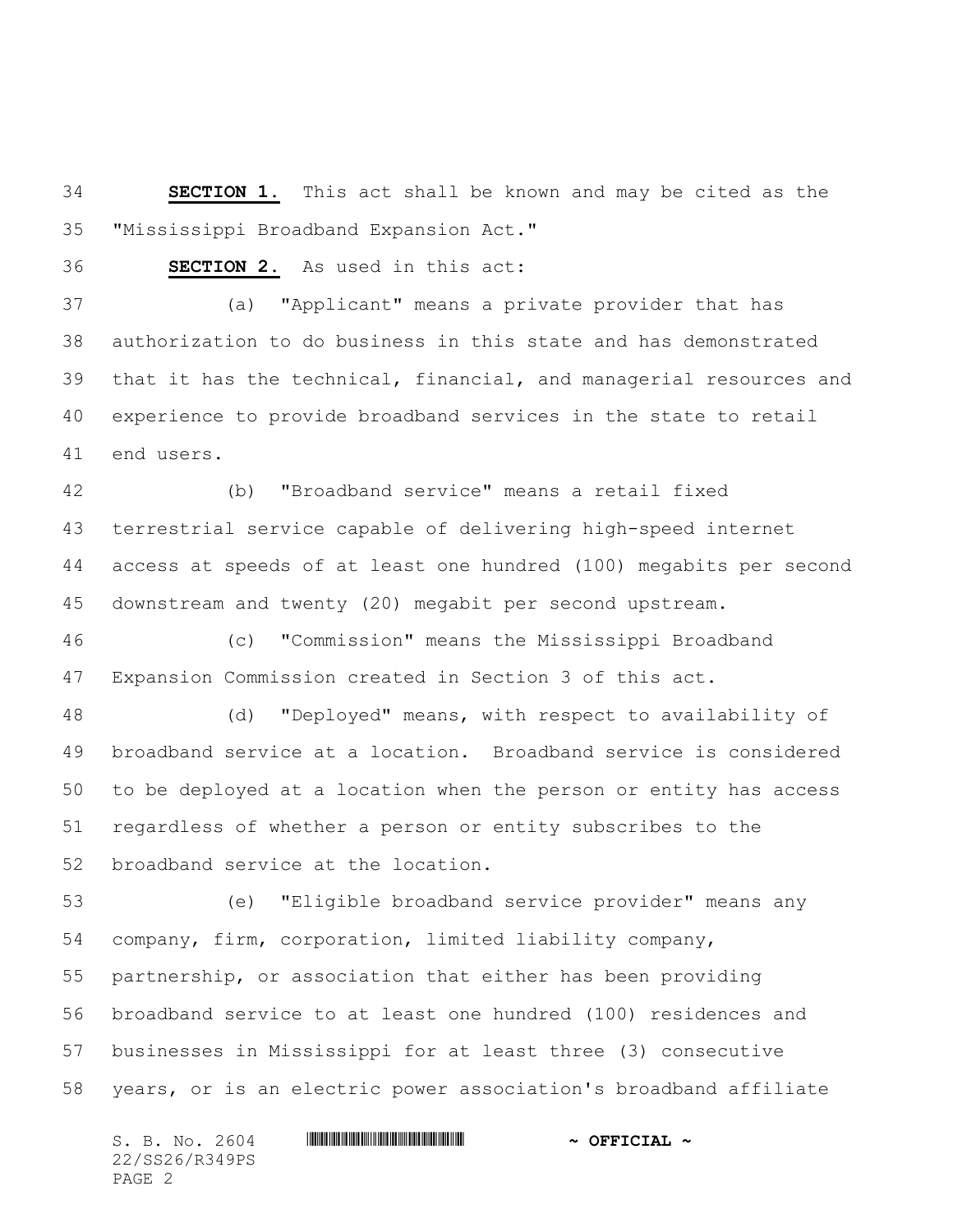**SECTION 1.** This act shall be known and may be cited as the "Mississippi Broadband Expansion Act."

**SECTION 2.** As used in this act:

(a) "Applicant" means a private provider that has authorization to do business in this state and has demonstrated that it has the technical, financial, and managerial resources and experience to provide broadband services in the state to retail end users.

(b) "Broadband service" means a retail fixed terrestrial service capable of delivering high-speed internet access at speeds of at least one hundred (100) megabits per second downstream and twenty (20) megabit per second upstream.

(c) "Commission" means the Mississippi Broadband Expansion Commission created in Section 3 of this act.

(d) "Deployed" means, with respect to availability of broadband service at a location. Broadband service is considered to be deployed at a location when the person or entity has access regardless of whether a person or entity subscribes to the broadband service at the location.

(e) "Eligible broadband service provider" means any company, firm, corporation, limited liability company, partnership, or association that either has been providing broadband service to at least one hundred (100) residences and businesses in Mississippi for at least three (3) consecutive years, or is an electric power association's broadband affiliate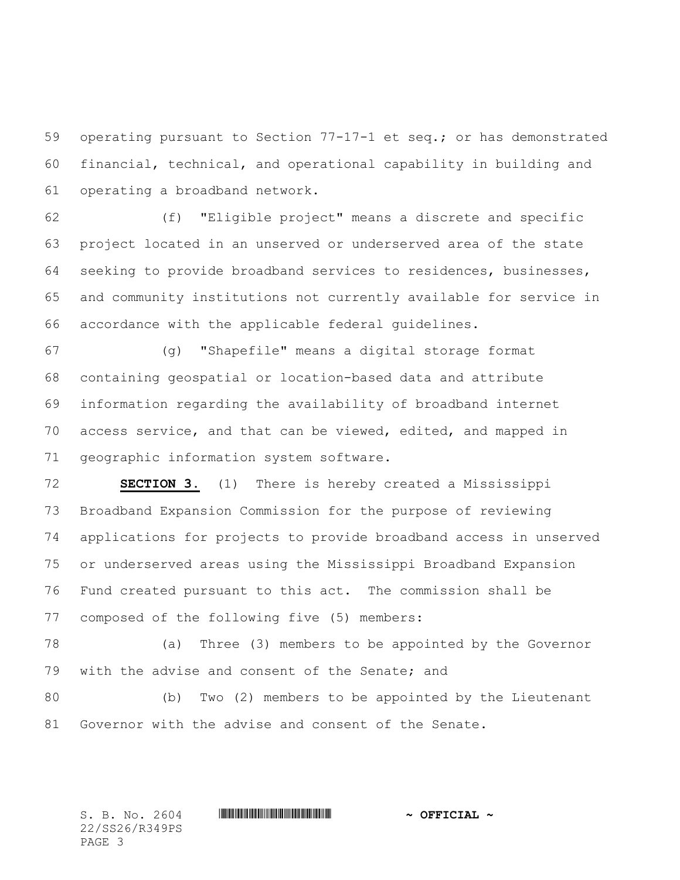operating pursuant to Section 77-17-1 et seq.; or has demonstrated financial, technical, and operational capability in building and operating a broadband network.

(f) "Eligible project" means a discrete and specific project located in an unserved or underserved area of the state seeking to provide broadband services to residences, businesses, and community institutions not currently available for service in accordance with the applicable federal guidelines.

(g) "Shapefile" means a digital storage format containing geospatial or location-based data and attribute information regarding the availability of broadband internet access service, and that can be viewed, edited, and mapped in geographic information system software.

**SECTION 3.** (1) There is hereby created a Mississippi Broadband Expansion Commission for the purpose of reviewing applications for projects to provide broadband access in unserved or underserved areas using the Mississippi Broadband Expansion Fund created pursuant to this act. The commission shall be composed of the following five (5) members:

(a) Three (3) members to be appointed by the Governor with the advise and consent of the Senate; and

(b) Two (2) members to be appointed by the Lieutenant Governor with the advise and consent of the Senate.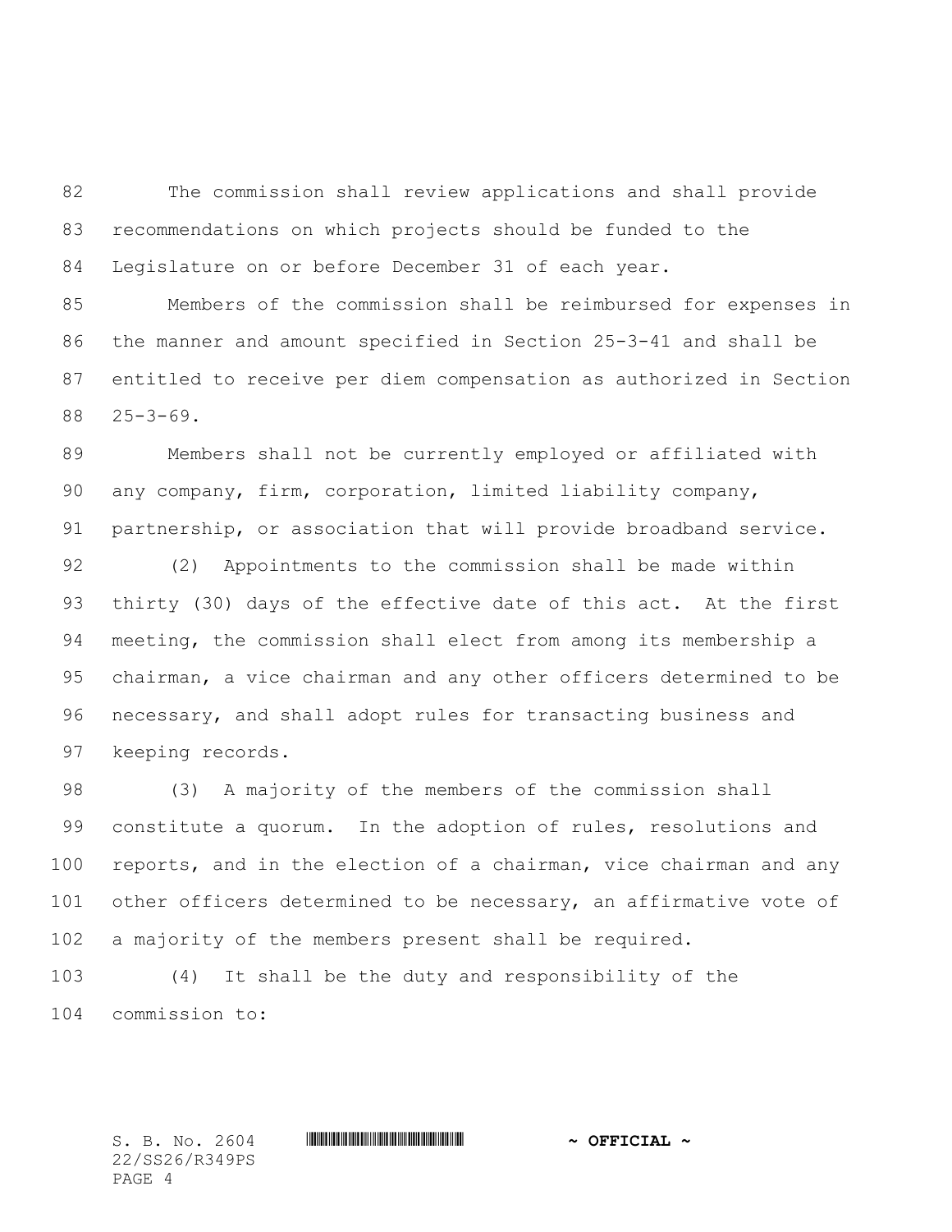The commission shall review applications and shall provide recommendations on which projects should be funded to the Legislature on or before December 31 of each year.

Members of the commission shall be reimbursed for expenses in the manner and amount specified in Section 25-3-41 and shall be entitled to receive per diem compensation as authorized in Section 25-3-69.

Members shall not be currently employed or affiliated with any company, firm, corporation, limited liability company, partnership, or association that will provide broadband service.

(2) Appointments to the commission shall be made within thirty (30) days of the effective date of this act. At the first meeting, the commission shall elect from among its membership a chairman, a vice chairman and any other officers determined to be necessary, and shall adopt rules for transacting business and keeping records.

(3) A majority of the members of the commission shall constitute a quorum. In the adoption of rules, resolutions and reports, and in the election of a chairman, vice chairman and any other officers determined to be necessary, an affirmative vote of a majority of the members present shall be required.

(4) It shall be the duty and responsibility of the commission to: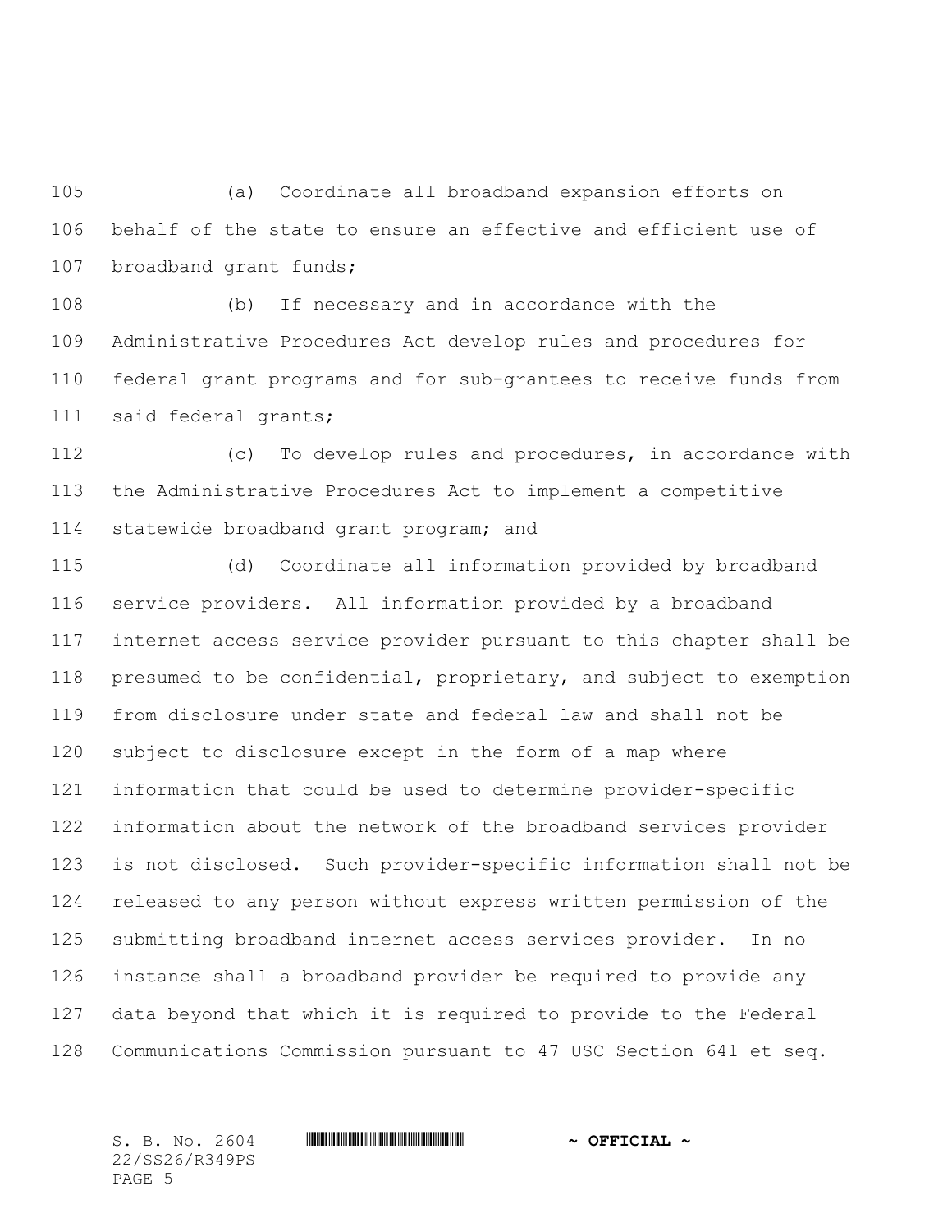(a) Coordinate all broadband expansion efforts on behalf of the state to ensure an effective and efficient use of broadband grant funds;

(b) If necessary and in accordance with the Administrative Procedures Act develop rules and procedures for federal grant programs and for sub-grantees to receive funds from said federal grants;

(c) To develop rules and procedures, in accordance with the Administrative Procedures Act to implement a competitive statewide broadband grant program; and

(d) Coordinate all information provided by broadband service providers. All information provided by a broadband internet access service provider pursuant to this chapter shall be presumed to be confidential, proprietary, and subject to exemption from disclosure under state and federal law and shall not be subject to disclosure except in the form of a map where information that could be used to determine provider-specific information about the network of the broadband services provider is not disclosed. Such provider-specific information shall not be released to any person without express written permission of the submitting broadband internet access services provider. In no instance shall a broadband provider be required to provide any data beyond that which it is required to provide to the Federal Communications Commission pursuant to 47 USC Section 641 et seq.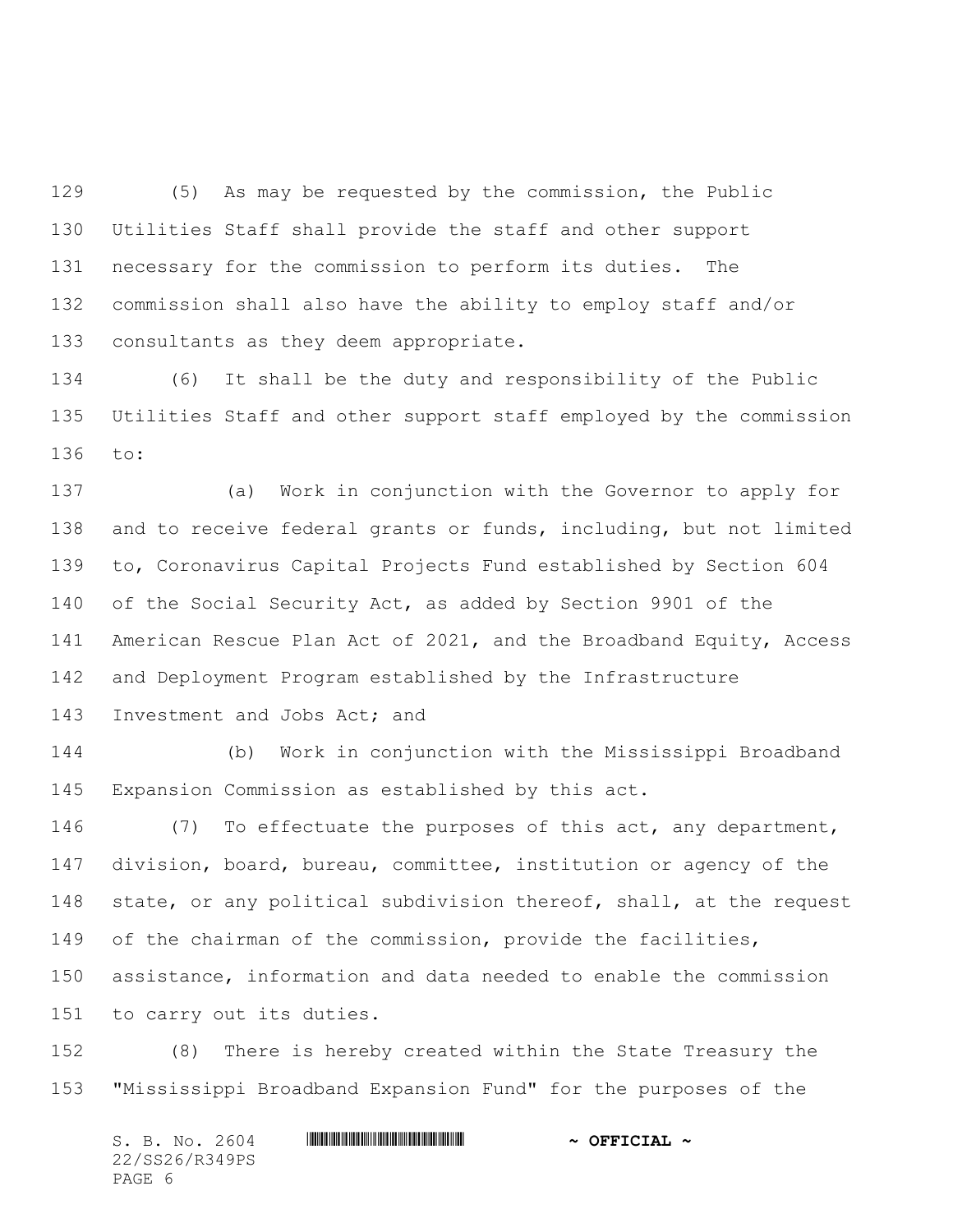(5) As may be requested by the commission, the Public Utilities Staff shall provide the staff and other support necessary for the commission to perform its duties. The commission shall also have the ability to employ staff and/or consultants as they deem appropriate.

(6) It shall be the duty and responsibility of the Public Utilities Staff and other support staff employed by the commission to:

(a) Work in conjunction with the Governor to apply for and to receive federal grants or funds, including, but not limited to, Coronavirus Capital Projects Fund established by Section 604 of the Social Security Act, as added by Section 9901 of the American Rescue Plan Act of 2021, and the Broadband Equity, Access and Deployment Program established by the Infrastructure Investment and Jobs Act; and

(b) Work in conjunction with the Mississippi Broadband Expansion Commission as established by this act.

(7) To effectuate the purposes of this act, any department, division, board, bureau, committee, institution or agency of the state, or any political subdivision thereof, shall, at the request of the chairman of the commission, provide the facilities, assistance, information and data needed to enable the commission to carry out its duties.

(8) There is hereby created within the State Treasury the "Mississippi Broadband Expansion Fund" for the purposes of the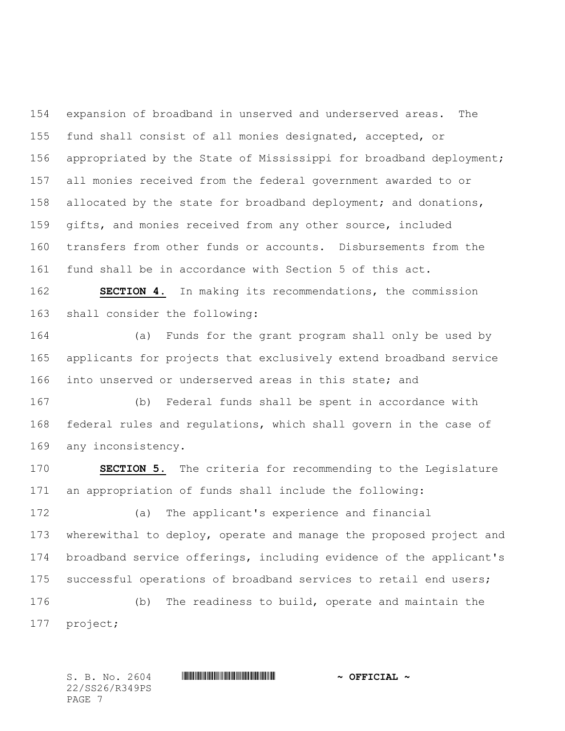expansion of broadband in unserved and underserved areas. The fund shall consist of all monies designated, accepted, or appropriated by the State of Mississippi for broadband deployment; all monies received from the federal government awarded to or allocated by the state for broadband deployment; and donations, gifts, and monies received from any other source, included transfers from other funds or accounts. Disbursements from the fund shall be in accordance with Section 5 of this act.

**SECTION 4.** In making its recommendations, the commission shall consider the following:

(a) Funds for the grant program shall only be used by applicants for projects that exclusively extend broadband service into unserved or underserved areas in this state; and

(b) Federal funds shall be spent in accordance with federal rules and regulations, which shall govern in the case of any inconsistency.

**SECTION 5.** The criteria for recommending to the Legislature an appropriation of funds shall include the following:

(a) The applicant's experience and financial wherewithal to deploy, operate and manage the proposed project and broadband service offerings, including evidence of the applicant's successful operations of broadband services to retail end users;

(b) The readiness to build, operate and maintain the project;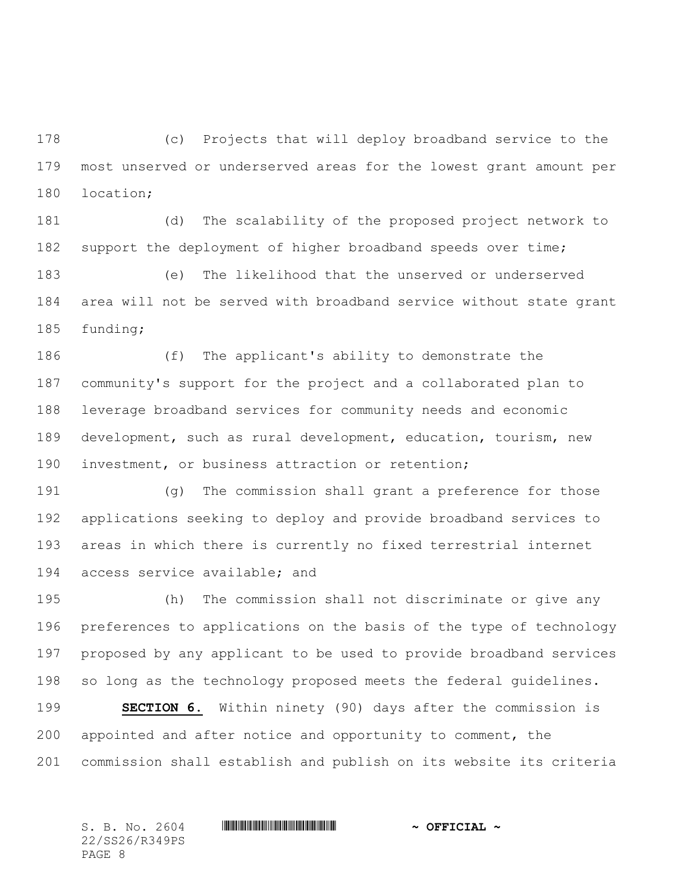(c) Projects that will deploy broadband service to the most unserved or underserved areas for the lowest grant amount per location;

(d) The scalability of the proposed project network to support the deployment of higher broadband speeds over time;

(e) The likelihood that the unserved or underserved area will not be served with broadband service without state grant funding;

(f) The applicant's ability to demonstrate the community's support for the project and a collaborated plan to leverage broadband services for community needs and economic development, such as rural development, education, tourism, new investment, or business attraction or retention;

(g) The commission shall grant a preference for those applications seeking to deploy and provide broadband services to areas in which there is currently no fixed terrestrial internet access service available; and

(h) The commission shall not discriminate or give any preferences to applications on the basis of the type of technology proposed by any applicant to be used to provide broadband services so long as the technology proposed meets the federal guidelines.

**SECTION 6.** Within ninety (90) days after the commission is appointed and after notice and opportunity to comment, the commission shall establish and publish on its website its criteria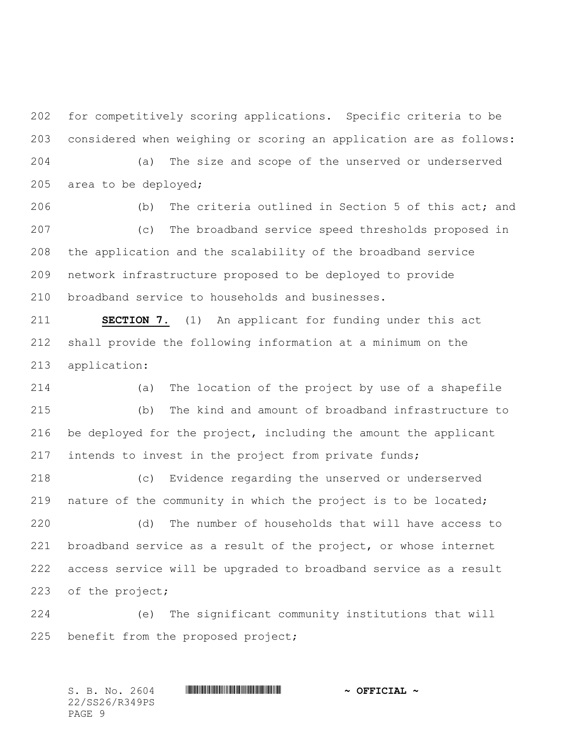for competitively scoring applications. Specific criteria to be considered when weighing or scoring an application are as follows:

(a) The size and scope of the unserved or underserved area to be deployed;

(b) The criteria outlined in Section 5 of this act; and

(c) The broadband service speed thresholds proposed in the application and the scalability of the broadband service network infrastructure proposed to be deployed to provide broadband service to households and businesses.

**SECTION 7.** (1) An applicant for funding under this act shall provide the following information at a minimum on the application:

(a) The location of the project by use of a shapefile

(b) The kind and amount of broadband infrastructure to be deployed for the project, including the amount the applicant intends to invest in the project from private funds;

(c) Evidence regarding the unserved or underserved nature of the community in which the project is to be located;

(d) The number of households that will have access to broadband service as a result of the project, or whose internet access service will be upgraded to broadband service as a result of the project;

(e) The significant community institutions that will benefit from the proposed project;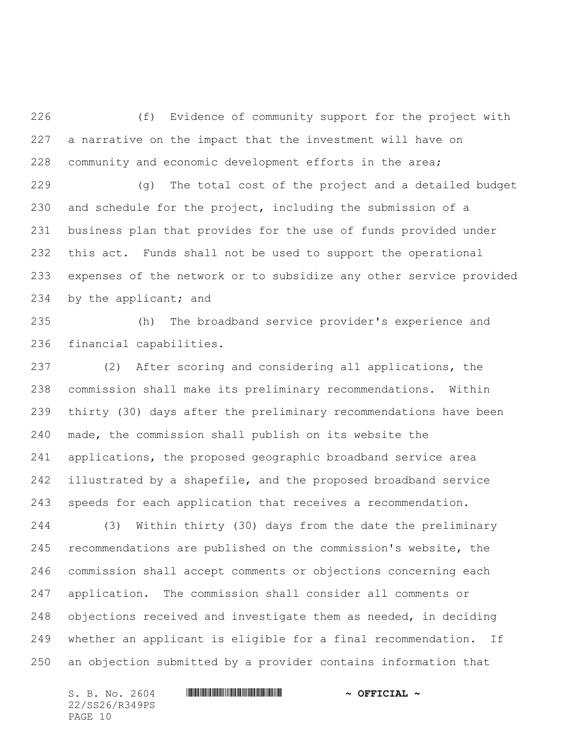(f) Evidence of community support for the project with a narrative on the impact that the investment will have on community and economic development efforts in the area;

(g) The total cost of the project and a detailed budget and schedule for the project, including the submission of a business plan that provides for the use of funds provided under this act. Funds shall not be used to support the operational expenses of the network or to subsidize any other service provided by the applicant; and

(h) The broadband service provider's experience and financial capabilities.

(2) After scoring and considering all applications, the commission shall make its preliminary recommendations. Within thirty (30) days after the preliminary recommendations have been made, the commission shall publish on its website the applications, the proposed geographic broadband service area illustrated by a shapefile, and the proposed broadband service speeds for each application that receives a recommendation.

(3) Within thirty (30) days from the date the preliminary recommendations are published on the commission's website, the commission shall accept comments or objections concerning each application. The commission shall consider all comments or objections received and investigate them as needed, in deciding whether an applicant is eligible for a final recommendation. If an objection submitted by a provider contains information that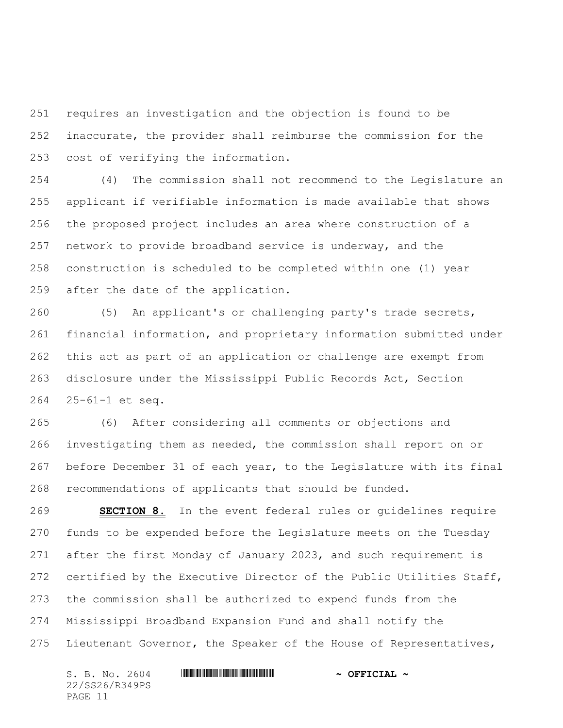requires an investigation and the objection is found to be inaccurate, the provider shall reimburse the commission for the cost of verifying the information.

(4) The commission shall not recommend to the Legislature an applicant if verifiable information is made available that shows the proposed project includes an area where construction of a network to provide broadband service is underway, and the construction is scheduled to be completed within one (1) year after the date of the application.

(5) An applicant's or challenging party's trade secrets, financial information, and proprietary information submitted under this act as part of an application or challenge are exempt from disclosure under the Mississippi Public Records Act, Section 25-61-1 et seq.

(6) After considering all comments or objections and investigating them as needed, the commission shall report on or before December 31 of each year, to the Legislature with its final recommendations of applicants that should be funded.

**SECTION 8.** In the event federal rules or guidelines require funds to be expended before the Legislature meets on the Tuesday after the first Monday of January 2023, and such requirement is certified by the Executive Director of the Public Utilities Staff, the commission shall be authorized to expend funds from the Mississippi Broadband Expansion Fund and shall notify the Lieutenant Governor, the Speaker of the House of Representatives,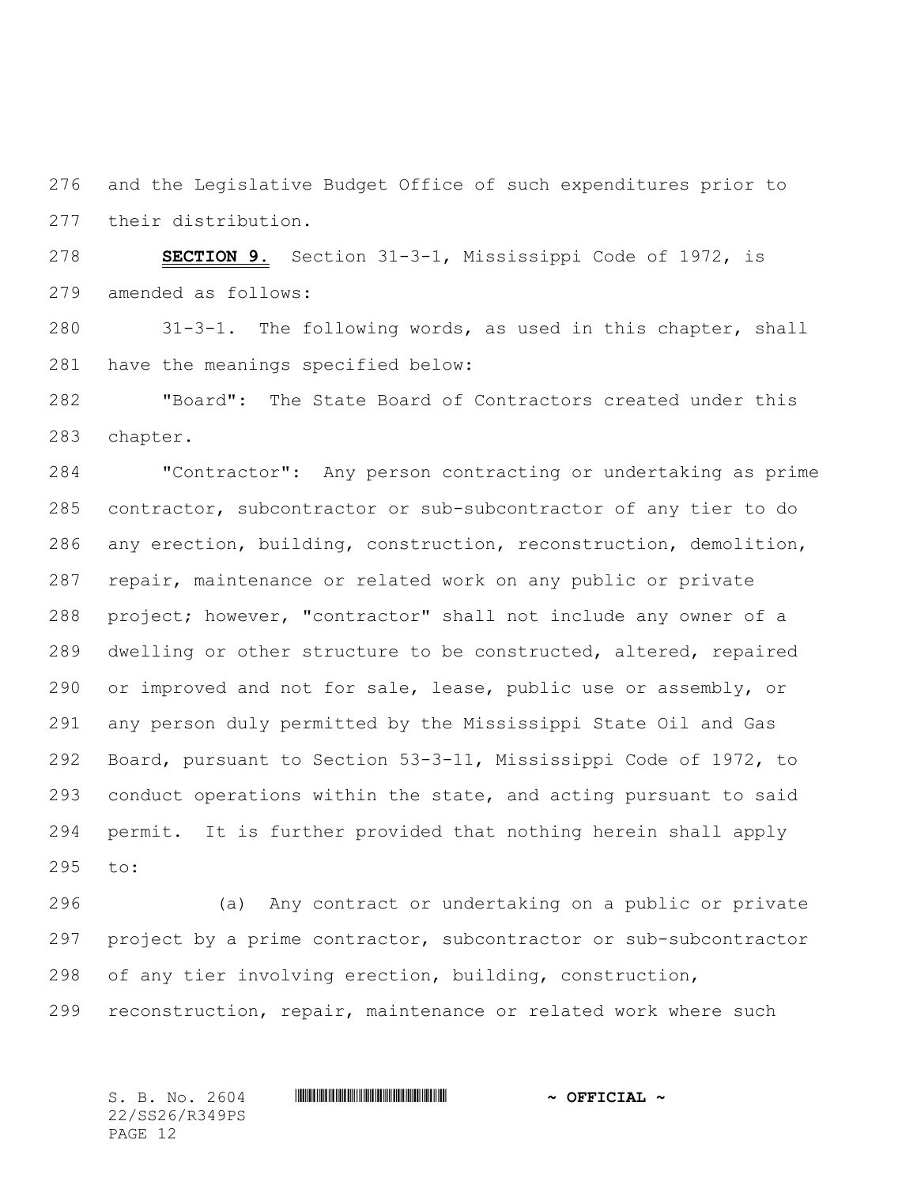and the Legislative Budget Office of such expenditures prior to their distribution.

**SECTION 9.** Section 31-3-1, Mississippi Code of 1972, is amended as follows:

31-3-1. The following words, as used in this chapter, shall have the meanings specified below:

"Board": The State Board of Contractors created under this chapter.

"Contractor": Any person contracting or undertaking as prime contractor, subcontractor or sub-subcontractor of any tier to do any erection, building, construction, reconstruction, demolition, repair, maintenance or related work on any public or private project; however, "contractor" shall not include any owner of a dwelling or other structure to be constructed, altered, repaired or improved and not for sale, lease, public use or assembly, or any person duly permitted by the Mississippi State Oil and Gas Board, pursuant to Section 53-3-11, Mississippi Code of 1972, to conduct operations within the state, and acting pursuant to said permit. It is further provided that nothing herein shall apply to:

(a) Any contract or undertaking on a public or private project by a prime contractor, subcontractor or sub-subcontractor of any tier involving erection, building, construction, reconstruction, repair, maintenance or related work where such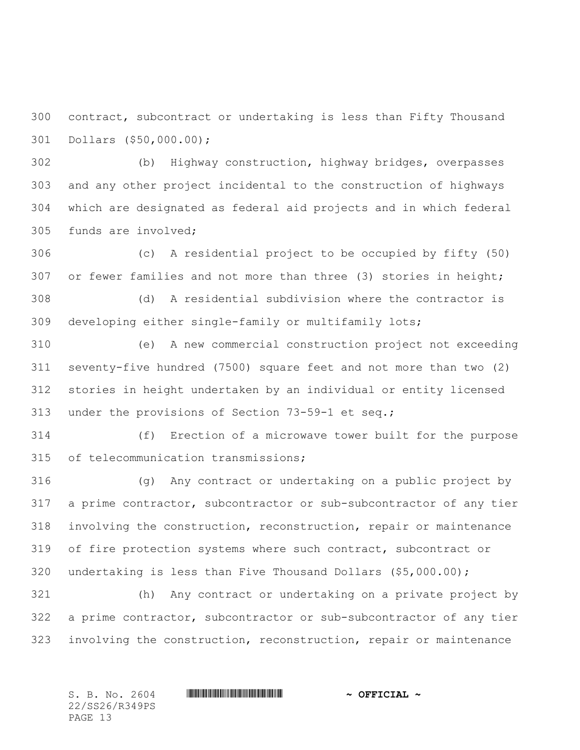contract, subcontract or undertaking is less than Fifty Thousand Dollars ($50,000.00);

(b) Highway construction, highway bridges, overpasses and any other project incidental to the construction of highways which are designated as federal aid projects and in which federal funds are involved;

(c) A residential project to be occupied by fifty (50) or fewer families and not more than three (3) stories in height;

(d) A residential subdivision where the contractor is developing either single-family or multifamily lots;

(e) A new commercial construction project not exceeding seventy-five hundred (7500) square feet and not more than two (2) stories in height undertaken by an individual or entity licensed under the provisions of Section 73-59-1 et seq.;

(f) Erection of a microwave tower built for the purpose of telecommunication transmissions;

(g) Any contract or undertaking on a public project by a prime contractor, subcontractor or sub-subcontractor of any tier involving the construction, reconstruction, repair or maintenance of fire protection systems where such contract, subcontract or undertaking is less than Five Thousand Dollars ($5,000.00);

(h) Any contract or undertaking on a private project by a prime contractor, subcontractor or sub-subcontractor of any tier involving the construction, reconstruction, repair or maintenance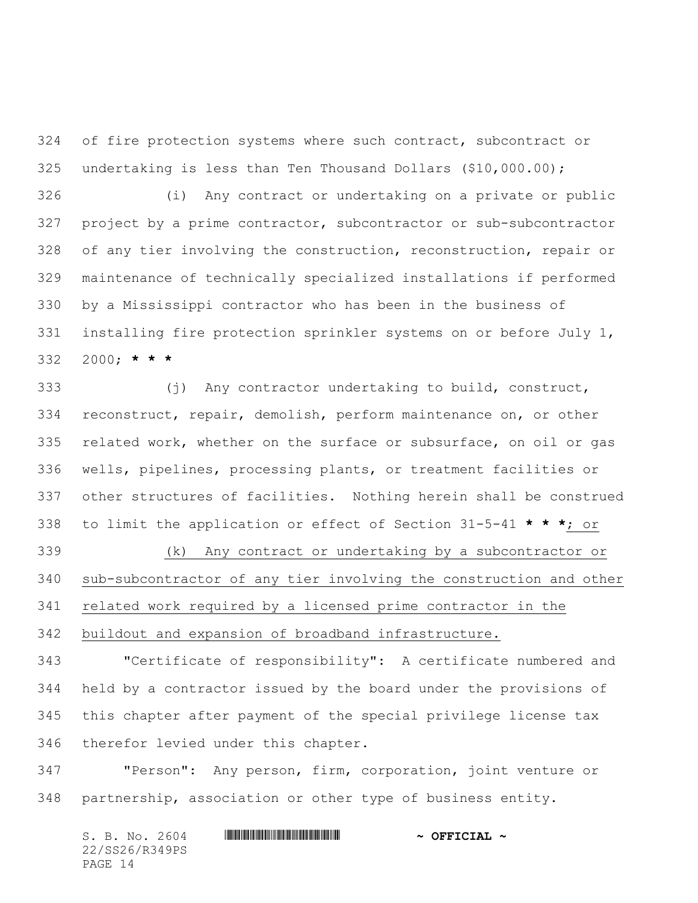of fire protection systems where such contract, subcontract or undertaking is less than Ten Thousand Dollars ($10,000.00);

(i) Any contract or undertaking on a private or public project by a prime contractor, subcontractor or sub-subcontractor of any tier involving the construction, reconstruction, repair or maintenance of technically specialized installations if performed by a Mississippi contractor who has been in the business of installing fire protection sprinkler systems on or before July 1, 2000; **\* \* \***

(j) Any contractor undertaking to build, construct, reconstruct, repair, demolish, perform maintenance on, or other related work, whether on the surface or subsurface, on oil or gas wells, pipelines, processing plants, or treatment facilities or other structures of facilities. Nothing herein shall be construed to limit the application or effect of Section 31-5-41 **\* \* \***<u>; or</u>

<u>(k) Any contract or undertaking by a subcontractor or sub-subcontractor of any tier involving the construction and other related work required by a licensed prime contractor in the buildout and expansion of broadband infrastructure.</u>

"Certificate of responsibility": A certificate numbered and held by a contractor issued by the board under the provisions of this chapter after payment of the special privilege license tax therefor levied under this chapter.

"Person": Any person, firm, corporation, joint venture or partnership, association or other type of business entity.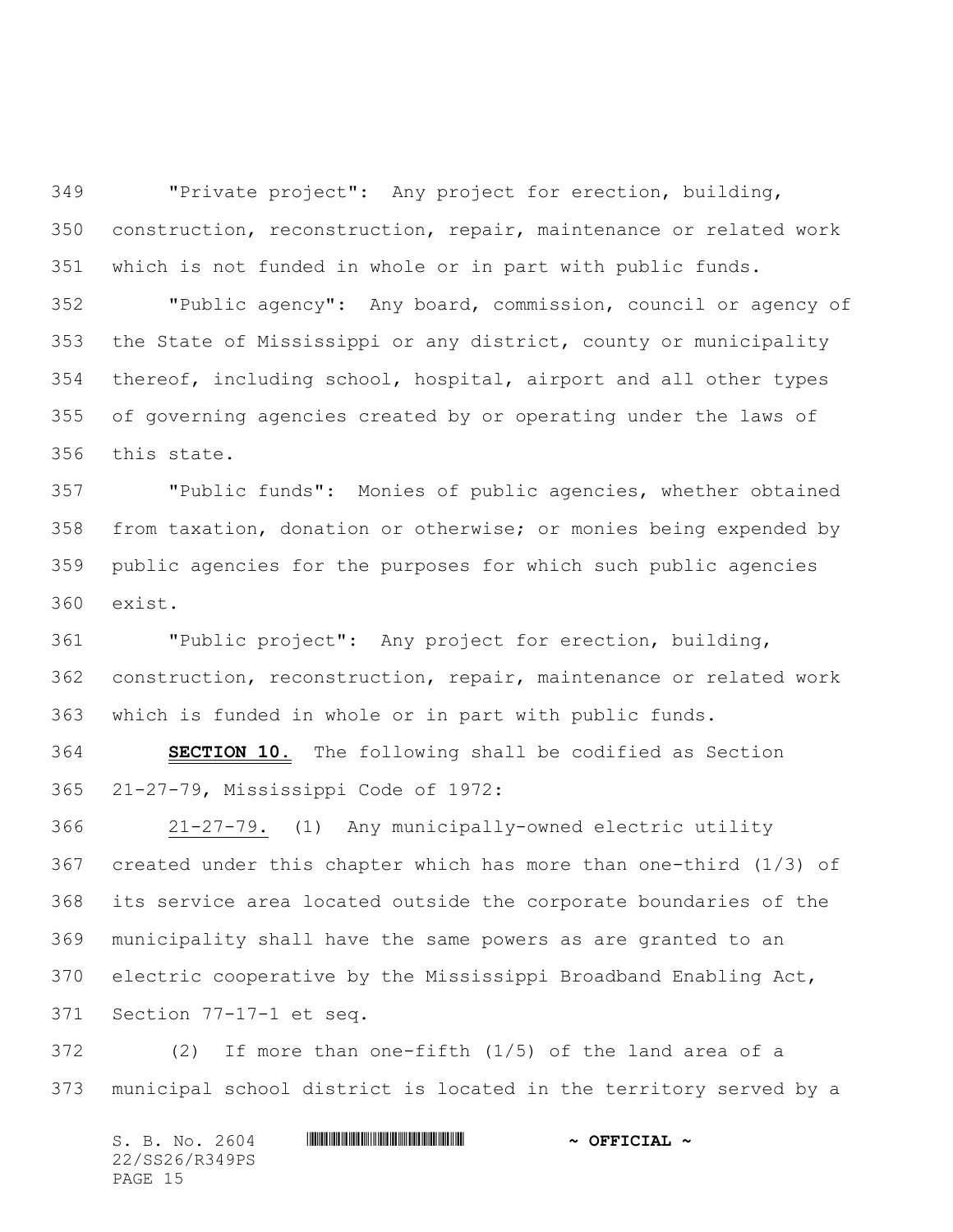"Private project": Any project for erection, building, construction, reconstruction, repair, maintenance or related work which is not funded in whole or in part with public funds.

"Public agency": Any board, commission, council or agency of the State of Mississippi or any district, county or municipality thereof, including school, hospital, airport and all other types of governing agencies created by or operating under the laws of this state.

"Public funds": Monies of public agencies, whether obtained from taxation, donation or otherwise; or monies being expended by public agencies for the purposes for which such public agencies exist.

"Public project": Any project for erection, building, construction, reconstruction, repair, maintenance or related work which is funded in whole or in part with public funds.

**SECTION 10.** The following shall be codified as Section 21-27-79, Mississippi Code of 1972:

21-27-79. (1) Any municipally-owned electric utility created under this chapter which has more than one-third (1/3) of its service area located outside the corporate boundaries of the municipality shall have the same powers as are granted to an electric cooperative by the Mississippi Broadband Enabling Act, Section 77-17-1 et seq.

(2) If more than one-fifth (1/5) of the land area of a municipal school district is located in the territory served by a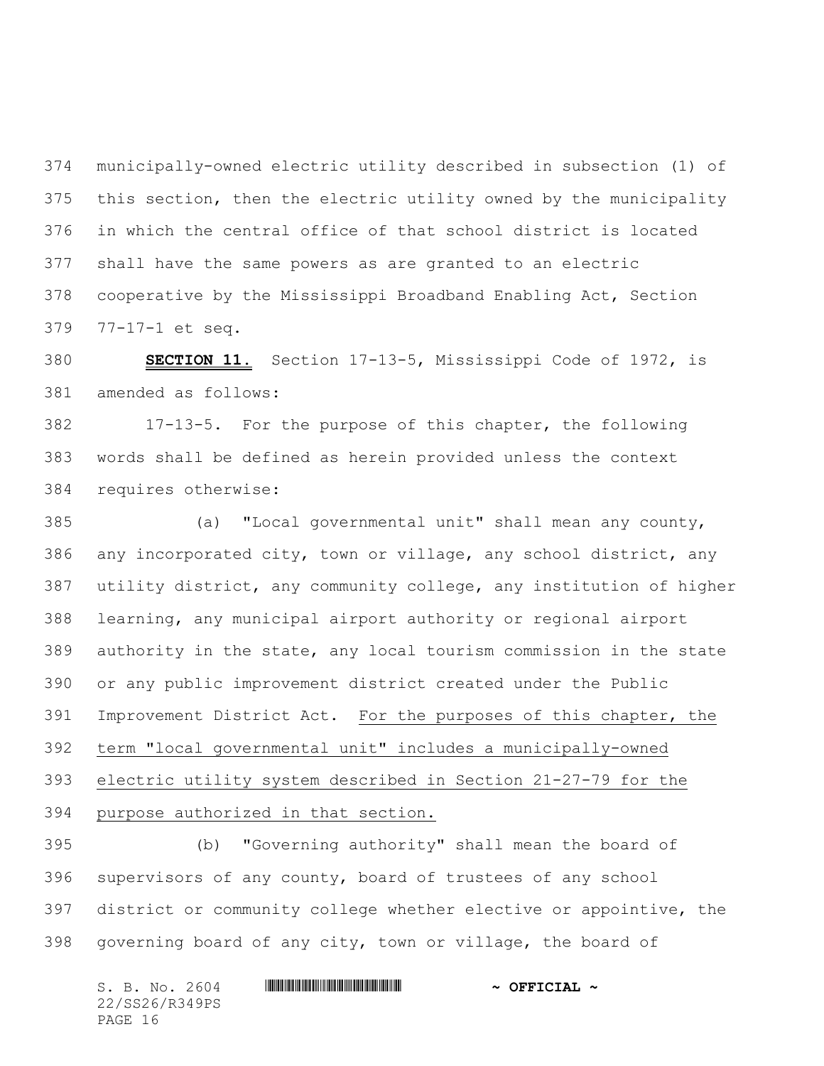municipally-owned electric utility described in subsection (1) of this section, then the electric utility owned by the municipality in which the central office of that school district is located shall have the same powers as are granted to an electric cooperative by the Mississippi Broadband Enabling Act, Section 77-17-1 et seq.

**SECTION 11.** Section 17-13-5, Mississippi Code of 1972, is amended as follows:

17-13-5. For the purpose of this chapter, the following words shall be defined as herein provided unless the context requires otherwise:

(a) "Local governmental unit" shall mean any county, any incorporated city, town or village, any school district, any utility district, any community college, any institution of higher learning, any municipal airport authority or regional airport authority in the state, any local tourism commission in the state or any public improvement district created under the Public Improvement District Act. <u>For the purposes of this chapter, the term "local governmental unit" includes a municipally-owned electric utility system described in Section 21-27-79 for the purpose authorized in that section.</u>

(b) "Governing authority" shall mean the board of supervisors of any county, board of trustees of any school district or community college whether elective or appointive, the governing board of any city, town or village, the board of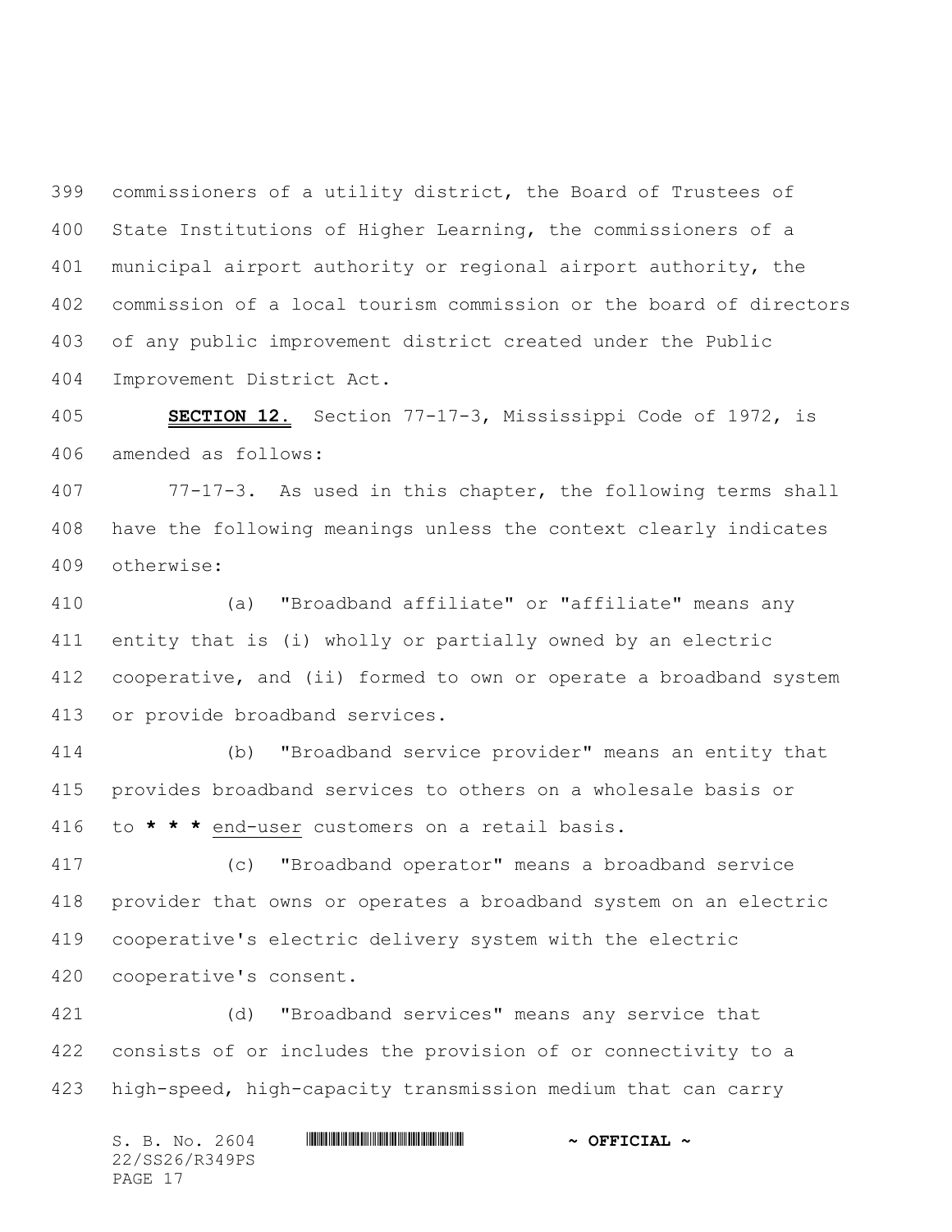commissioners of a utility district, the Board of Trustees of State Institutions of Higher Learning, the commissioners of a municipal airport authority or regional airport authority, the commission of a local tourism commission or the board of directors of any public improvement district created under the Public Improvement District Act.

**SECTION 12.** Section 77-17-3, Mississippi Code of 1972, is amended as follows:

77-17-3. As used in this chapter, the following terms shall have the following meanings unless the context clearly indicates otherwise:

(a) "Broadband affiliate" or "affiliate" means any entity that is (i) wholly or partially owned by an electric cooperative, and (ii) formed to own or operate a broadband system or provide broadband services.

(b) "Broadband service provider" means an entity that provides broadband services to others on a wholesale basis or to **\* \* \*** end-user customers on a retail basis.

(c) "Broadband operator" means a broadband service provider that owns or operates a broadband system on an electric cooperative's electric delivery system with the electric cooperative's consent.

(d) "Broadband services" means any service that consists of or includes the provision of or connectivity to a high-speed, high-capacity transmission medium that can carry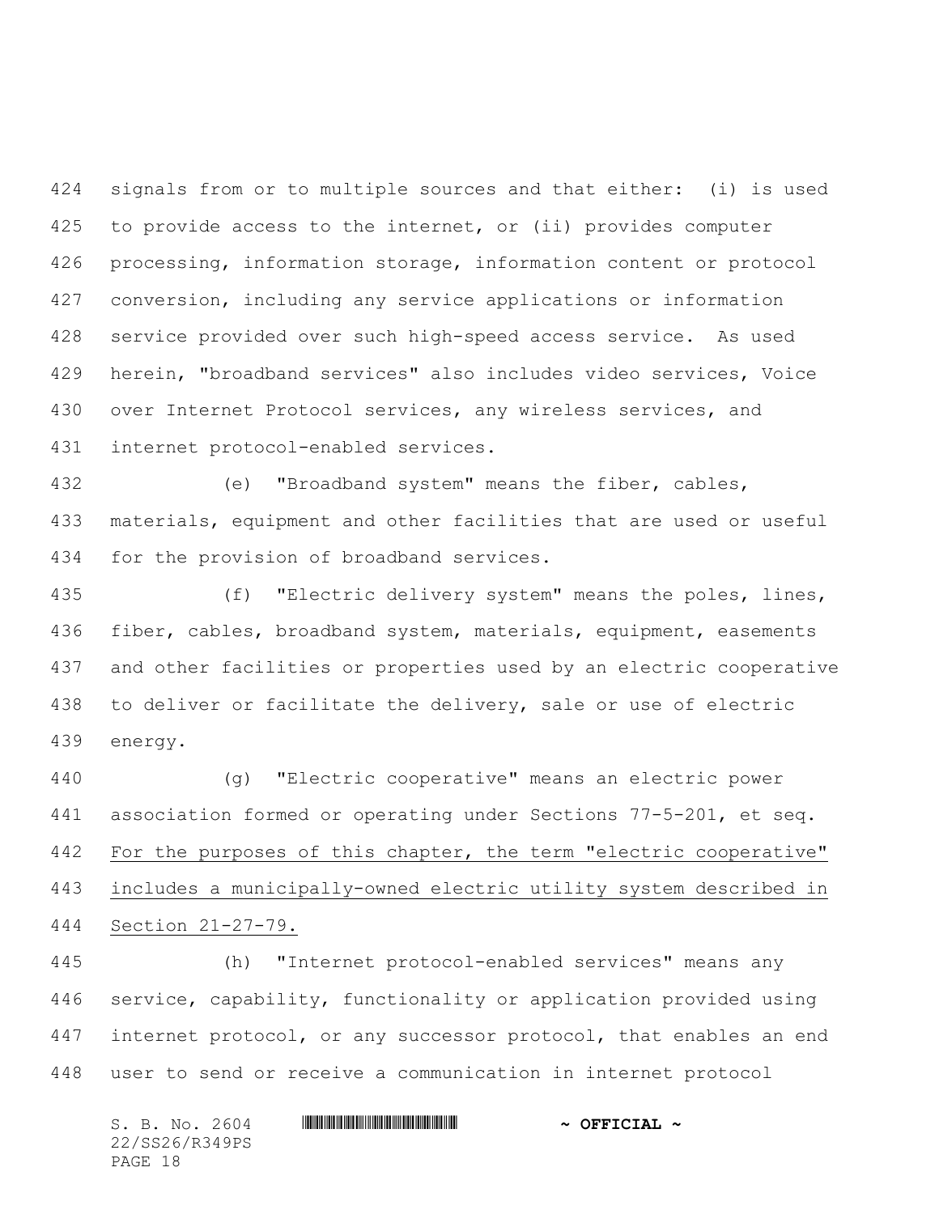signals from or to multiple sources and that either: (i) is used to provide access to the internet, or (ii) provides computer processing, information storage, information content or protocol conversion, including any service applications or information service provided over such high-speed access service. As used herein, "broadband services" also includes video services, Voice over Internet Protocol services, any wireless services, and internet protocol-enabled services.

(e) "Broadband system" means the fiber, cables, materials, equipment and other facilities that are used or useful for the provision of broadband services.

(f) "Electric delivery system" means the poles, lines, fiber, cables, broadband system, materials, equipment, easements and other facilities or properties used by an electric cooperative to deliver or facilitate the delivery, sale or use of electric energy.

(g) "Electric cooperative" means an electric power association formed or operating under Sections 77-5-201, et seq. For the purposes of this chapter, the term "electric cooperative" includes a municipally-owned electric utility system described in Section 21-27-79.

(h) "Internet protocol-enabled services" means any service, capability, functionality or application provided using internet protocol, or any successor protocol, that enables an end user to send or receive a communication in internet protocol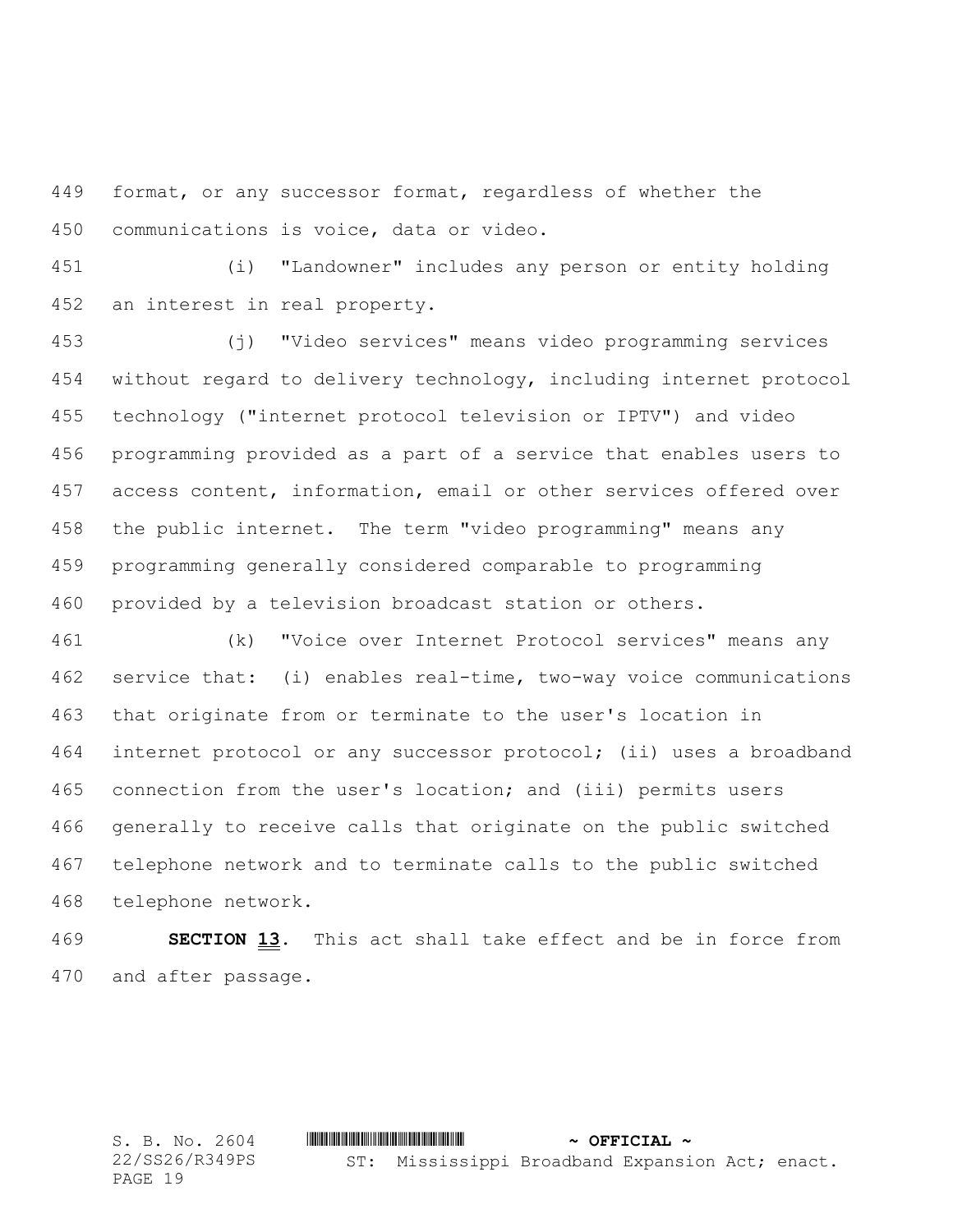format, or any successor format, regardless of whether the communications is voice, data or video.

(i) "Landowner" includes any person or entity holding an interest in real property.

(j) "Video services" means video programming services without regard to delivery technology, including internet protocol technology ("internet protocol television or IPTV") and video programming provided as a part of a service that enables users to access content, information, email or other services offered over the public internet. The term "video programming" means any programming generally considered comparable to programming provided by a television broadcast station or others.

(k) "Voice over Internet Protocol services" means any service that: (i) enables real-time, two-way voice communications that originate from or terminate to the user's location in internet protocol or any successor protocol; (ii) uses a broadband connection from the user's location; and (iii) permits users generally to receive calls that originate on the public switched telephone network and to terminate calls to the public switched telephone network.

**SECTION 13.** This act shall take effect and be in force from and after passage.